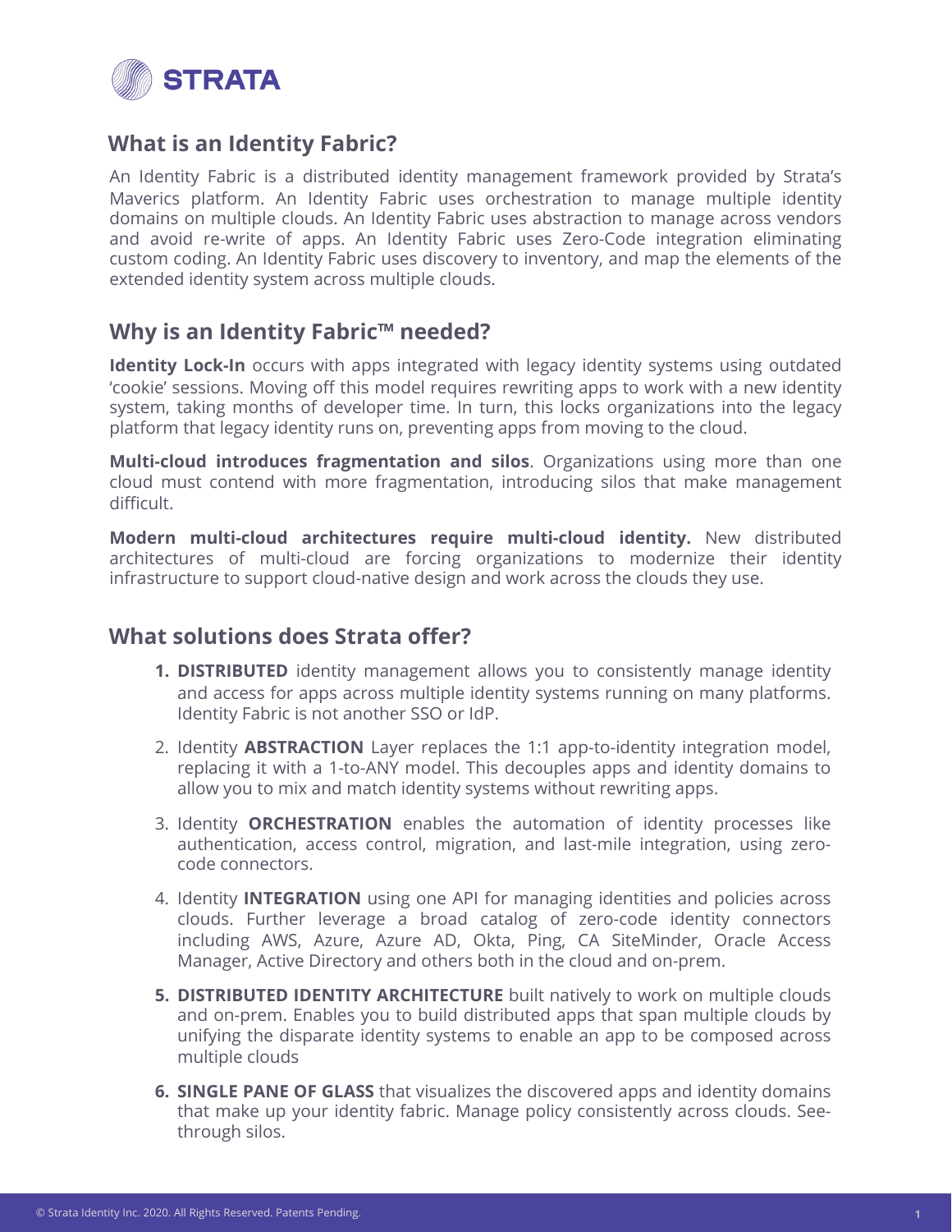**STRATA**

## What is an Identity Fabric?

An Identity Fabric is a distributed identity management framework provided by Strata's Maverics platform. An Identity Fabric uses orchestration to manage multiple identity domains on multiple clouds. An Identity Fabric uses abstraction to manage across vendors and avoid re-write of apps. An Identity Fabric uses Zero-Code integration eliminating custom coding. An Identity Fabric uses discovery to inventory, and map the elements of the extended identity system across multiple clouds.

## Why is an Identity Fabric™ needed?

**Identity Lock-In** occurs with apps integrated with legacy identity systems using outdated 'cookie' sessions. Moving off this model requires rewriting apps to work with a new identity system, taking months of developer time. In turn, this locks organizations into the legacy platform that legacy identity runs on, preventing apps from moving to the cloud.

**Multi-cloud introduces fragmentation and silos**. Organizations using more than one cloud must contend with more fragmentation, introducing silos that make management difficult.

**Modern multi-cloud architectures require multi-cloud identity.** New distributed architectures of multi-cloud are forcing organizations to modernize their identity infrastructure to support cloud-native design and work across the clouds they use.

## What solutions does Strata offer?

1. **DISTRIBUTED** identity management allows you to consistently manage identity and access for apps across multiple identity systems running on many platforms. Identity Fabric is not another SSO or IdP.
2. Identity **ABSTRACTION** Layer replaces the 1:1 app-to-identity integration model, replacing it with a 1-to-ANY model. This decouples apps and identity domains to allow you to mix and match identity systems without rewriting apps.
3. Identity **ORCHESTRATION** enables the automation of identity processes like authentication, access control, migration, and last-mile integration, using zero-code connectors.
4. Identity **INTEGRATION** using one API for managing identities and policies across clouds. Further leverage a broad catalog of zero-code identity connectors including AWS, Azure, Azure AD, Okta, Ping, CA SiteMinder, Oracle Access Manager, Active Directory and others both in the cloud and on-prem.
5. **DISTRIBUTED IDENTITY ARCHITECTURE** built natively to work on multiple clouds and on-prem. Enables you to build distributed apps that span multiple clouds by unifying the disparate identity systems to enable an app to be composed across multiple clouds
6. **SINGLE PANE OF GLASS** that visualizes the discovered apps and identity domains that make up your identity fabric. Manage policy consistently across clouds. See-through silos.

© Strata Identity Inc. 2020. All Rights Reserved. Patents Pending.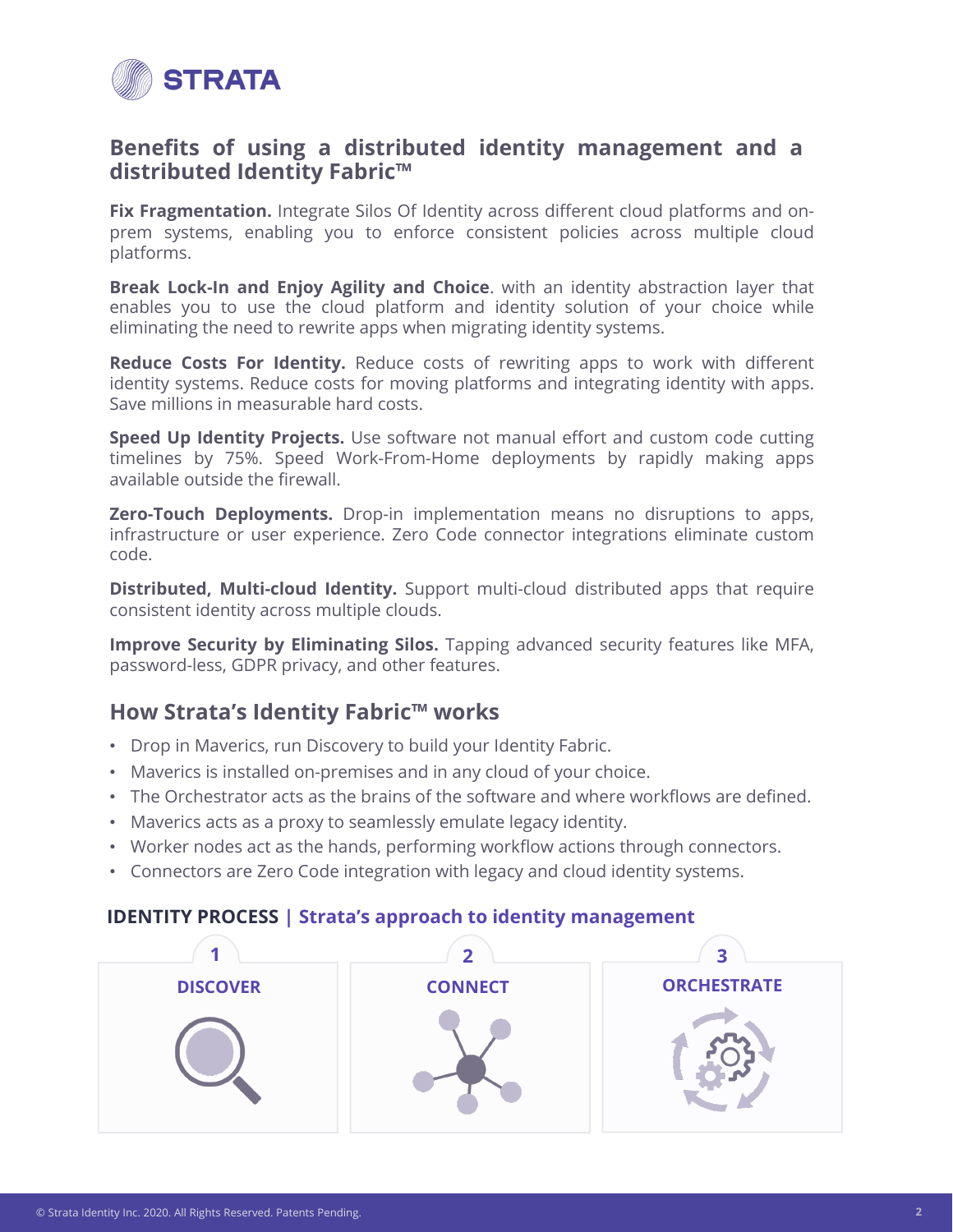## Benefits of using a distributed identity management and a distributed Identity Fabric™

**Fix Fragmentation.** Integrate Silos Of Identity across different cloud platforms and on-prem systems, enabling you to enforce consistent policies across multiple cloud platforms.

**Break Lock-In and Enjoy Agility and Choice**. with an identity abstraction layer that enables you to use the cloud platform and identity solution of your choice while eliminating the need to rewrite apps when migrating identity systems.

**Reduce Costs For Identity.** Reduce costs of rewriting apps to work with different identity systems. Reduce costs for moving platforms and integrating identity with apps. Save millions in measurable hard costs.

**Speed Up Identity Projects.** Use software not manual effort and custom code cutting timelines by 75%. Speed Work-From-Home deployments by rapidly making apps available outside the firewall.

**Zero-Touch Deployments.** Drop-in implementation means no disruptions to apps, infrastructure or user experience. Zero Code connector integrations eliminate custom code.

**Distributed, Multi-cloud Identity.** Support multi-cloud distributed apps that require consistent identity across multiple clouds.

**Improve Security by Eliminating Silos.** Tapping advanced security features like MFA, password-less, GDPR privacy, and other features.

## How Strata's Identity Fabric™ works

- Drop in Maverics, run Discovery to build your Identity Fabric.
- Maverics is installed on-premises and in any cloud of your choice.
- The Orchestrator acts as the brains of the software and where workflows are defined.
- Maverics acts as a proxy to seamlessly emulate legacy identity.
- Worker nodes act as the hands, performing workflow actions through connectors.
- Connectors are Zero Code integration with legacy and cloud identity systems.

**IDENTITY PROCESS | Strata's approach to identity management**

1. DISCOVER
2. CONNECT
3. ORCHESTRATE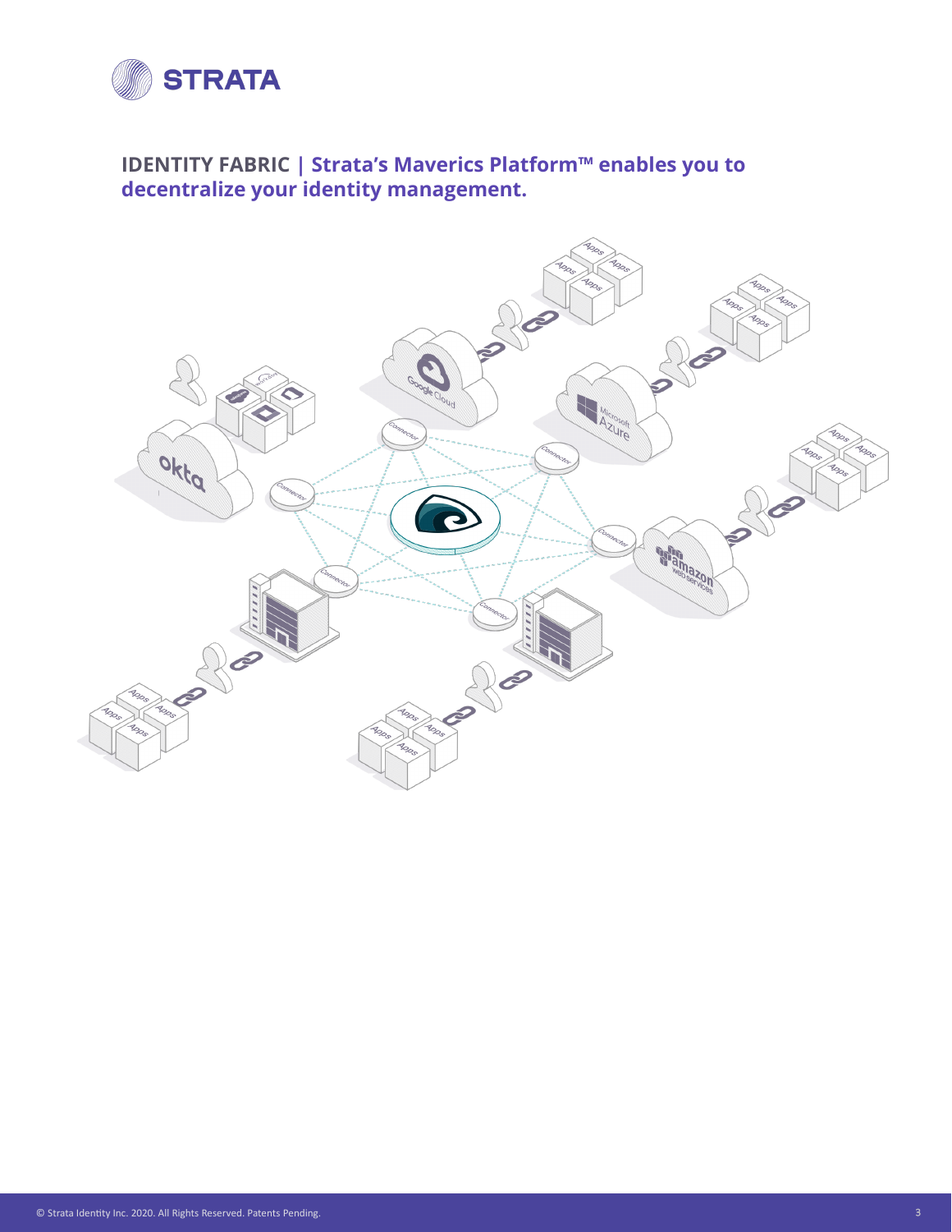**IDENTITY FABRIC | Strata's Maverics Platform™ enables you to decentralize your identity management.**

Apps
Apps
Apps
Apps
Google Cloud
Microsoft Azure
okta
Connector
Connector
Connector
Connector
Connector
Connector
amazon web services